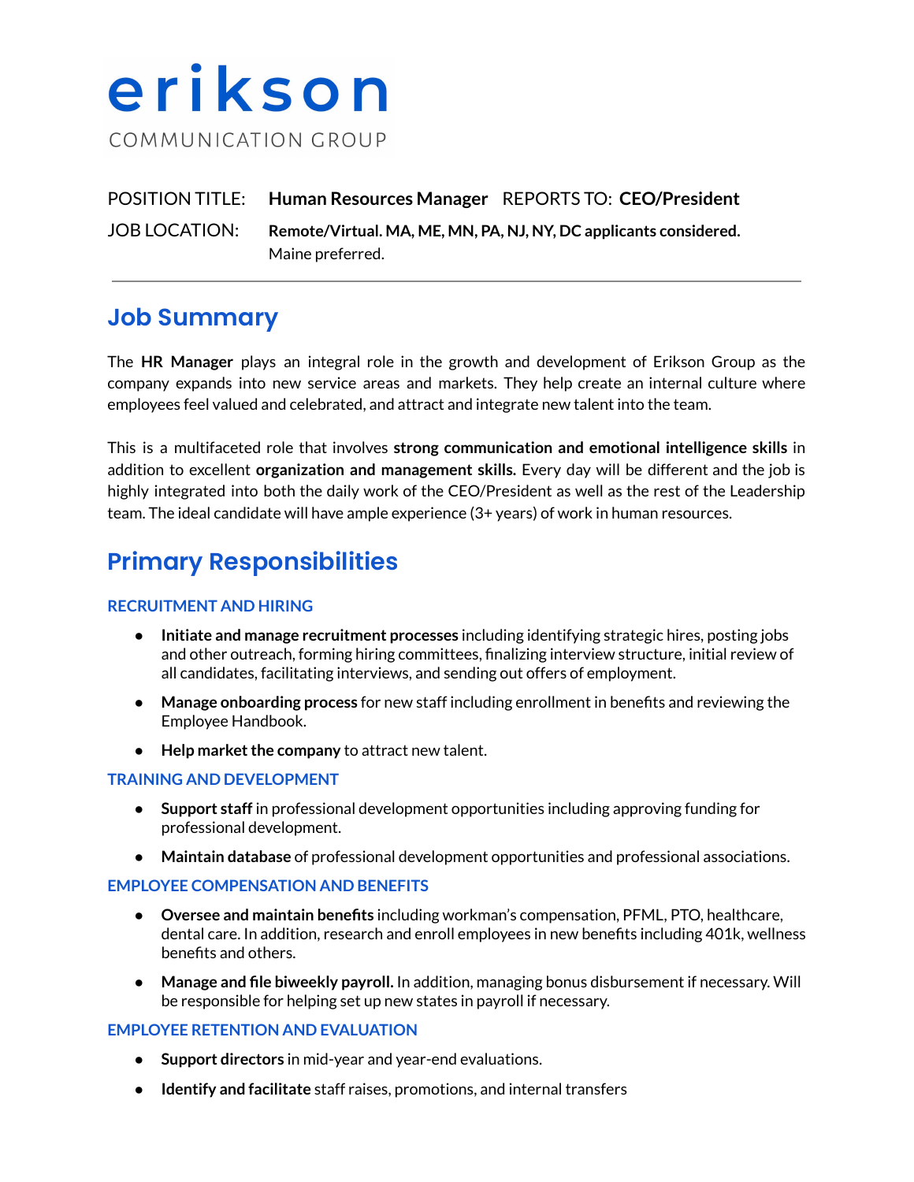# erikson

COMMUNICATION GROUP

POSITION TITLE: **Human Resources Manager** REPORTS TO: **CEO/President**

JOB LOCATION: **Remote/Virtual. MA, ME, MN, PA, NJ, NY, DC applicants considered.** Maine preferred.

---

## Job Summary

The **HR Manager** plays an integral role in the growth and development of Erikson Group as the company expands into new service areas and markets. They help create an internal culture where employees feel valued and celebrated, and attract and integrate new talent into the team.

This is a multifaceted role that involves **strong communication and emotional intelligence skills** in addition to excellent **organization and management skills.** Every day will be different and the job is highly integrated into both the daily work of the CEO/President as well as the rest of the Leadership team. The ideal candidate will have ample experience (3+ years) of work in human resources.

## Primary Responsibilities

### RECRUITMENT AND HIRING

- **Initiate and manage recruitment processes** including identifying strategic hires, posting jobs and other outreach, forming hiring committees, finalizing interview structure, initial review of all candidates, facilitating interviews, and sending out offers of employment.
- **Manage onboarding process** for new staff including enrollment in benefits and reviewing the Employee Handbook.
- **Help market the company** to attract new talent.

### TRAINING AND DEVELOPMENT

- **Support staff** in professional development opportunities including approving funding for professional development.
- **Maintain database** of professional development opportunities and professional associations.

### EMPLOYEE COMPENSATION AND BENEFITS

- **Oversee and maintain benefits** including workman's compensation, PFML, PTO, healthcare, dental care. In addition, research and enroll employees in new benefits including 401k, wellness benefits and others.
- **Manage and file biweekly payroll.** In addition, managing bonus disbursement if necessary. Will be responsible for helping set up new states in payroll if necessary.

### EMPLOYEE RETENTION AND EVALUATION

- **Support directors** in mid-year and year-end evaluations.
- **Identify and facilitate** staff raises, promotions, and internal transfers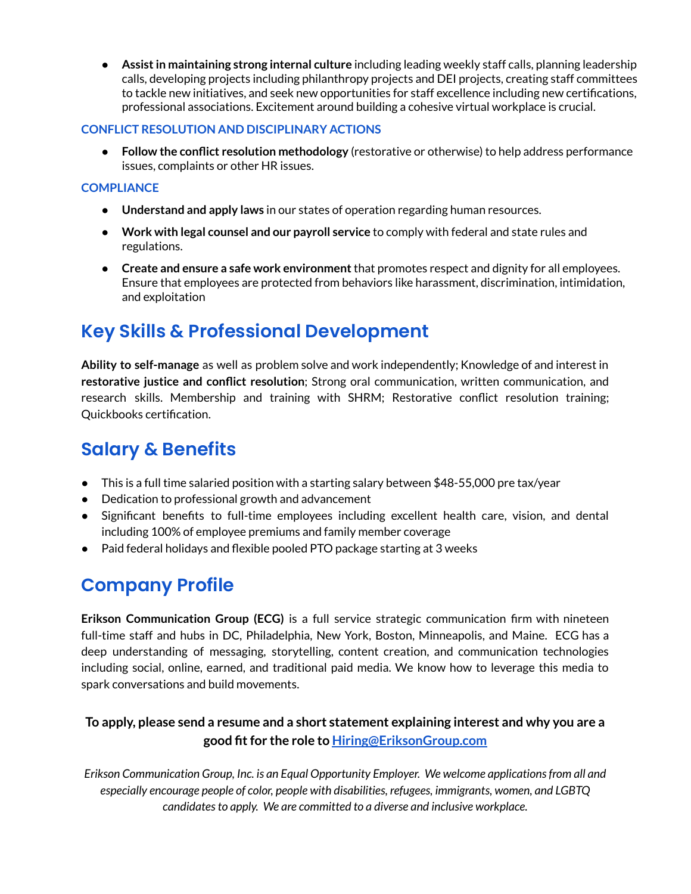- **Assist in maintaining strong internal culture** including leading weekly staff calls, planning leadership calls, developing projects including philanthropy projects and DEI projects, creating staff committees to tackle new initiatives, and seek new opportunities for staff excellence including new certifications, professional associations. Excitement around building a cohesive virtual workplace is crucial.

### CONFLICT RESOLUTION AND DISCIPLINARY ACTIONS

- **Follow the conflict resolution methodology** (restorative or otherwise) to help address performance issues, complaints or other HR issues.

### COMPLIANCE

- **Understand and apply laws** in our states of operation regarding human resources.
- **Work with legal counsel and our payroll service** to comply with federal and state rules and regulations.
- **Create and ensure a safe work environment** that promotes respect and dignity for all employees. Ensure that employees are protected from behaviors like harassment, discrimination, intimidation, and exploitation

## Key Skills & Professional Development

**Ability to self-manage** as well as problem solve and work independently; Knowledge of and interest in **restorative justice and conflict resolution**; Strong oral communication, written communication, and research skills. Membership and training with SHRM; Restorative conflict resolution training; Quickbooks certification.

## Salary & Benefits

- This is a full time salaried position with a starting salary between $48-55,000 pre tax/year
- Dedication to professional growth and advancement
- Significant benefits to full-time employees including excellent health care, vision, and dental including 100% of employee premiums and family member coverage
- Paid federal holidays and flexible pooled PTO package starting at 3 weeks

## Company Profile

**Erikson Communication Group (ECG)** is a full service strategic communication firm with nineteen full-time staff and hubs in DC, Philadelphia, New York, Boston, Minneapolis, and Maine. ECG has a deep understanding of messaging, storytelling, content creation, and communication technologies including social, online, earned, and traditional paid media. We know how to leverage this media to spark conversations and build movements.

**To apply, please send a resume and a short statement explaining interest and why you are a good fit for the role to [Hiring@EriksonGroup.com](mailto:Hiring@EriksonGroup.com)**

*Erikson Communication Group, Inc. is an Equal Opportunity Employer. We welcome applications from all and especially encourage people of color, people with disabilities, refugees, immigrants, women, and LGBTQ candidates to apply. We are committed to a diverse and inclusive workplace.*